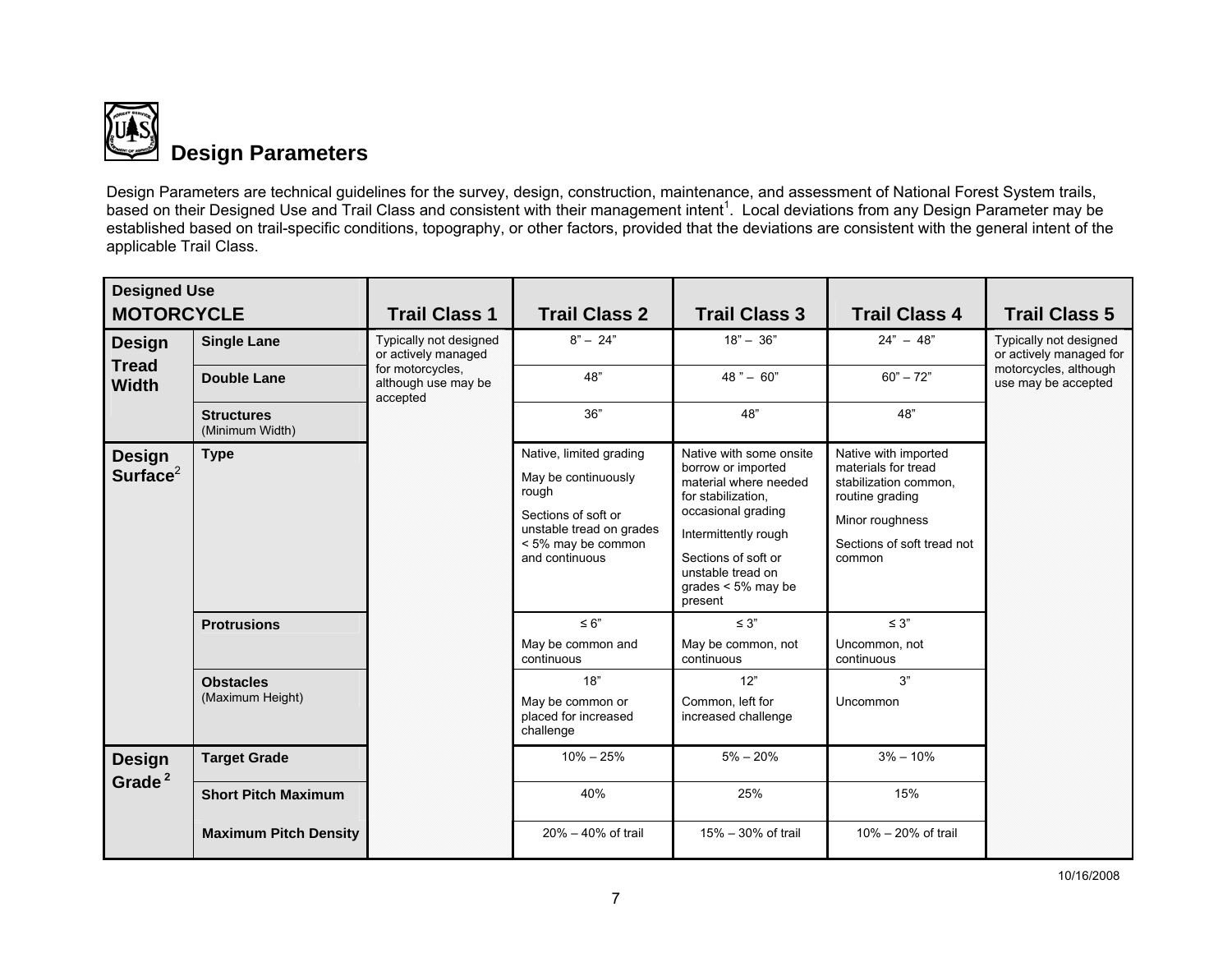## Design Parameters

Design Parameters are technical guidelines for the survey, design, construction, maintenance, and assessment of National Forest System trails, based on their Designed Use and Trail Class and consistent with their management intent[1]. Local deviations from any Design Parameter may be established based on trail-specific conditions, topography, or other factors, provided that the deviations are consistent with the general intent of the applicable Trail Class.

| Designed Use **MOTORCYCLE** | | Trail Class 1 | Trail Class 2 | Trail Class 3 | Trail Class 4 | Trail Class 5 |
|---|---|---|---|---|---|---|
| **Design Tread Width** | **Single Lane** | Typically not designed or actively managed for motorcycles, although use may be accepted | 8" – 24" | 18" – 36" | 24" – 48" | Typically not designed or actively managed for motorcycles, although use may be accepted |
| | **Double Lane** | | 48" | 48" – 60" | 60" – 72" | |
| | **Structures** (Minimum Width) | | 36" | 48" | 48" | |
| **Design Surface[2]** | **Type** | | Native, limited grading<br>May be continuously rough<br>Sections of soft or unstable tread on grades < 5% may be common and continuous | Native with some onsite borrow or imported material where needed for stabilization, occasional grading<br>Intermittently rough<br>Sections of soft or unstable tread on grades < 5% may be present | Native with imported materials for tread stabilization common, routine grading<br>Minor roughness<br>Sections of soft tread not common | |
| | **Protrusions** | | ≤ 6"<br>May be common and continuous | ≤ 3"<br>May be common, not continuous | ≤ 3"<br>Uncommon, not continuous | |
| | **Obstacles** (Maximum Height) | | 18"<br>May be common or placed for increased challenge | 12"<br>Common, left for increased challenge | 3"<br>Uncommon | |
| **Design Grade[2]** | **Target Grade** | | 10% – 25% | 5% – 20% | 3% – 10% | |
| | **Short Pitch Maximum** | | 40% | 25% | 15% | |
| | **Maximum Pitch Density** | | 20% – 40% of trail | 15% – 30% of trail | 10% – 20% of trail | |

10/16/2008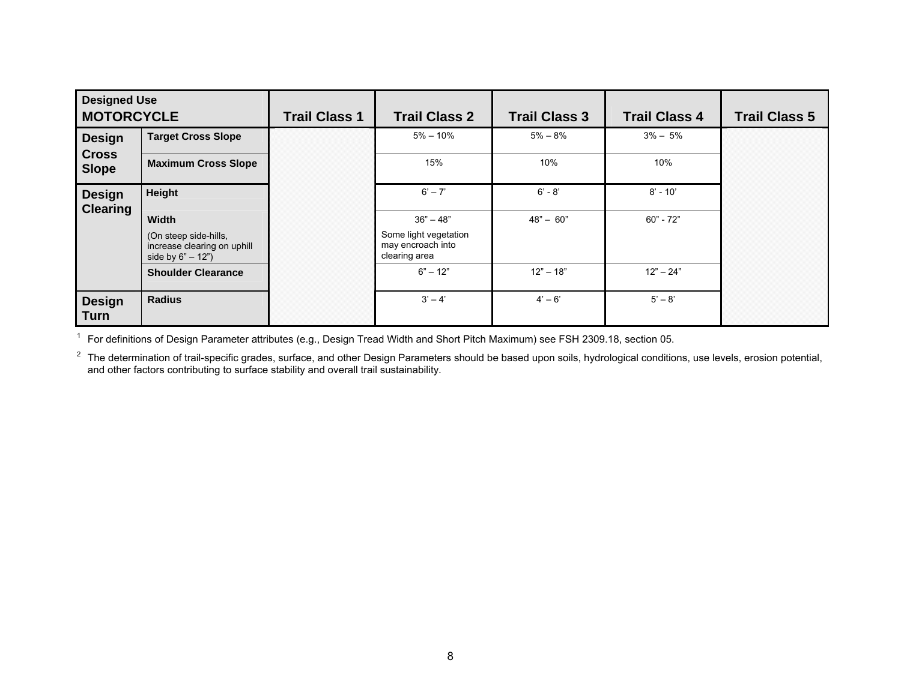| Designed Use MOTORCYCLE | | Trail Class 1 | Trail Class 2 | Trail Class 3 | Trail Class 4 | Trail Class 5 |
|---|---|---|---|---|---|---|
| Design Cross Slope | Target Cross Slope | | 5% – 10% | 5% – 8% | 3% – 5% | |
| | Maximum Cross Slope | | 15% | 10% | 10% | |
| Design Clearing | Height | | 6' – 7' | 6' - 8' | 8' - 10' | |
| | Width (On steep side-hills, increase clearing on uphill side by 6" – 12") | | 36" – 48" Some light vegetation may encroach into clearing area | 48" – 60" | 60" - 72" | |
| | Shoulder Clearance | | 6" – 12" | 12" – 18" | 12" – 24" | |
| Design Turn | Radius | | 3' – 4' | 4' – 6' | 5' – 8' | |

[1] For definitions of Design Parameter attributes (e.g., Design Tread Width and Short Pitch Maximum) see FSH 2309.18, section 05.

[2] The determination of trail-specific grades, surface, and other Design Parameters should be based upon soils, hydrological conditions, use levels, erosion potential, and other factors contributing to surface stability and overall trail sustainability.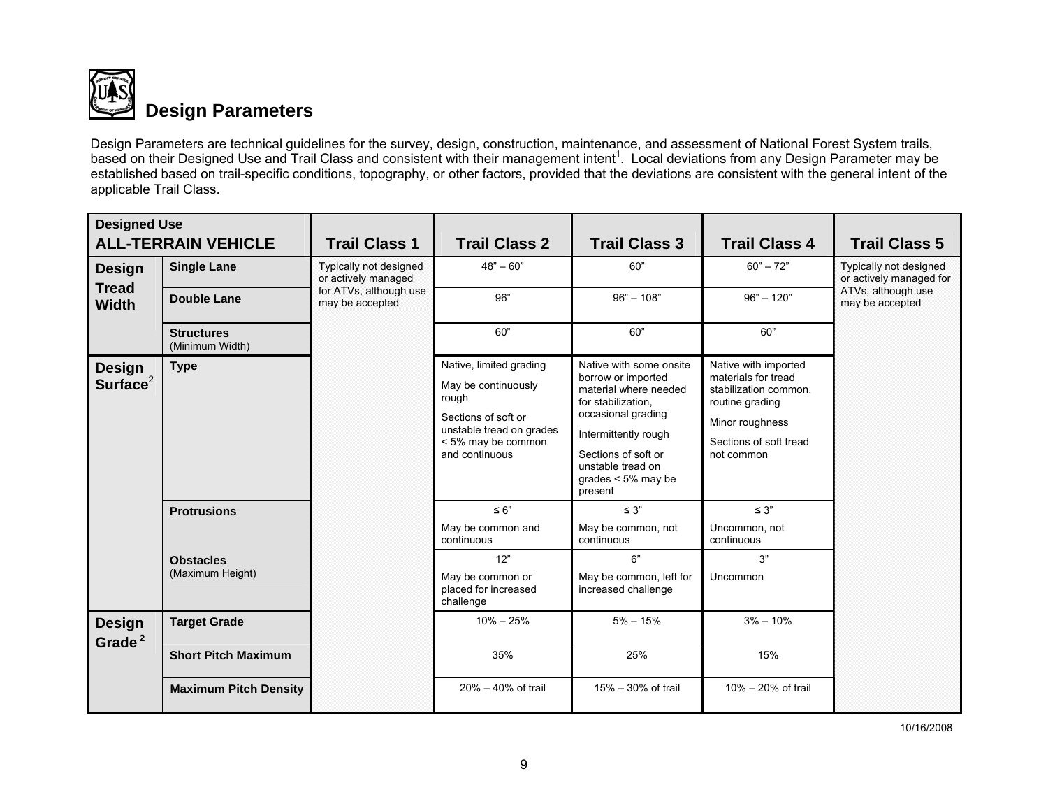## Design Parameters

Design Parameters are technical guidelines for the survey, design, construction, maintenance, and assessment of National Forest System trails, based on their Designed Use and Trail Class and consistent with their management intent[1]. Local deviations from any Design Parameter may be established based on trail-specific conditions, topography, or other factors, provided that the deviations are consistent with the general intent of the applicable Trail Class.

| Designed Use ALL-TERRAIN VEHICLE | | Trail Class 1 | Trail Class 2 | Trail Class 3 | Trail Class 4 | Trail Class 5 |
|---|---|---|---|---|---|---|
| **Design Tread Width** | **Single Lane** | Typically not designed or actively managed for ATVs, although use may be accepted | 48" – 60" | 60" | 60" – 72" | Typically not designed or actively managed for ATVs, although use may be accepted |
| | **Double Lane** | | 96" | 96" – 108" | 96" – 120" | |
| | **Structures** (Minimum Width) | | 60" | 60" | 60" | |
| **Design Surface**[2] | **Type** | | Native, limited grading<br>May be continuously rough<br>Sections of soft or unstable tread on grades < 5% may be common and continuous | Native with some onsite borrow or imported material where needed for stabilization, occasional grading<br>Intermittently rough<br>Sections of soft or unstable tread on grades < 5% may be present | Native with imported materials for tread stabilization common, routine grading<br>Minor roughness<br>Sections of soft tread not common | |
| | **Protrusions** | | ≤ 6"<br>May be common and continuous | ≤ 3"<br>May be common, not continuous | ≤ 3"<br>Uncommon, not continuous | |
| | **Obstacles** (Maximum Height) | | 12"<br>May be common or placed for increased challenge | 6"<br>May be common, left for increased challenge | 3"<br>Uncommon | |
| **Design Grade**[2] | **Target Grade** | | 10% – 25% | 5% – 15% | 3% – 10% | |
| | **Short Pitch Maximum** | | 35% | 25% | 15% | |
| | **Maximum Pitch Density** | | 20% – 40% of trail | 15% – 30% of trail | 10% – 20% of trail | |

10/16/2008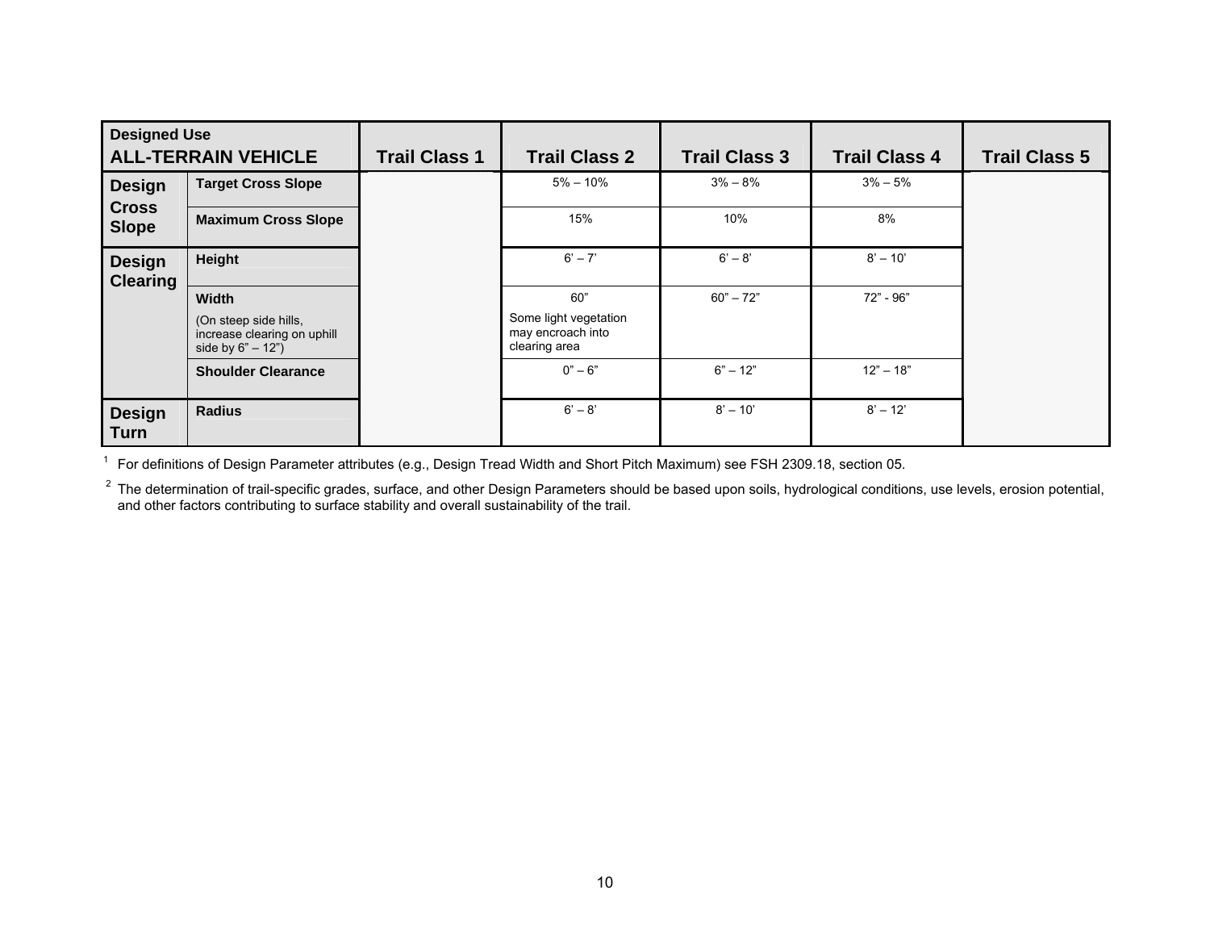| Designed Use<br>**ALL-TERRAIN VEHICLE** | | Trail Class 1 | Trail Class 2 | Trail Class 3 | Trail Class 4 | Trail Class 5 |
|---|---|---|---|---|---|---|
| **Design Cross Slope** | **Target Cross Slope** | | 5% – 10% | 3% – 8% | 3% – 5% | |
| | **Maximum Cross Slope** | | 15% | 10% | 8% | |
| **Design Clearing** | **Height** | | 6' – 7' | 6' – 8' | 8' – 10' | |
| | **Width**<br>(On steep side hills, increase clearing on uphill side by 6" – 12") | | 60"<br>Some light vegetation may encroach into clearing area | 60" – 72" | 72" - 96" | |
| | **Shoulder Clearance** | | 0" – 6" | 6" – 12" | 12" – 18" | |
| **Design Turn** | **Radius** | | 6' – 8' | 8' – 10' | 8' – 12' | |

[1] For definitions of Design Parameter attributes (e.g., Design Tread Width and Short Pitch Maximum) see FSH 2309.18, section 05.

[2] The determination of trail-specific grades, surface, and other Design Parameters should be based upon soils, hydrological conditions, use levels, erosion potential, and other factors contributing to surface stability and overall sustainability of the trail.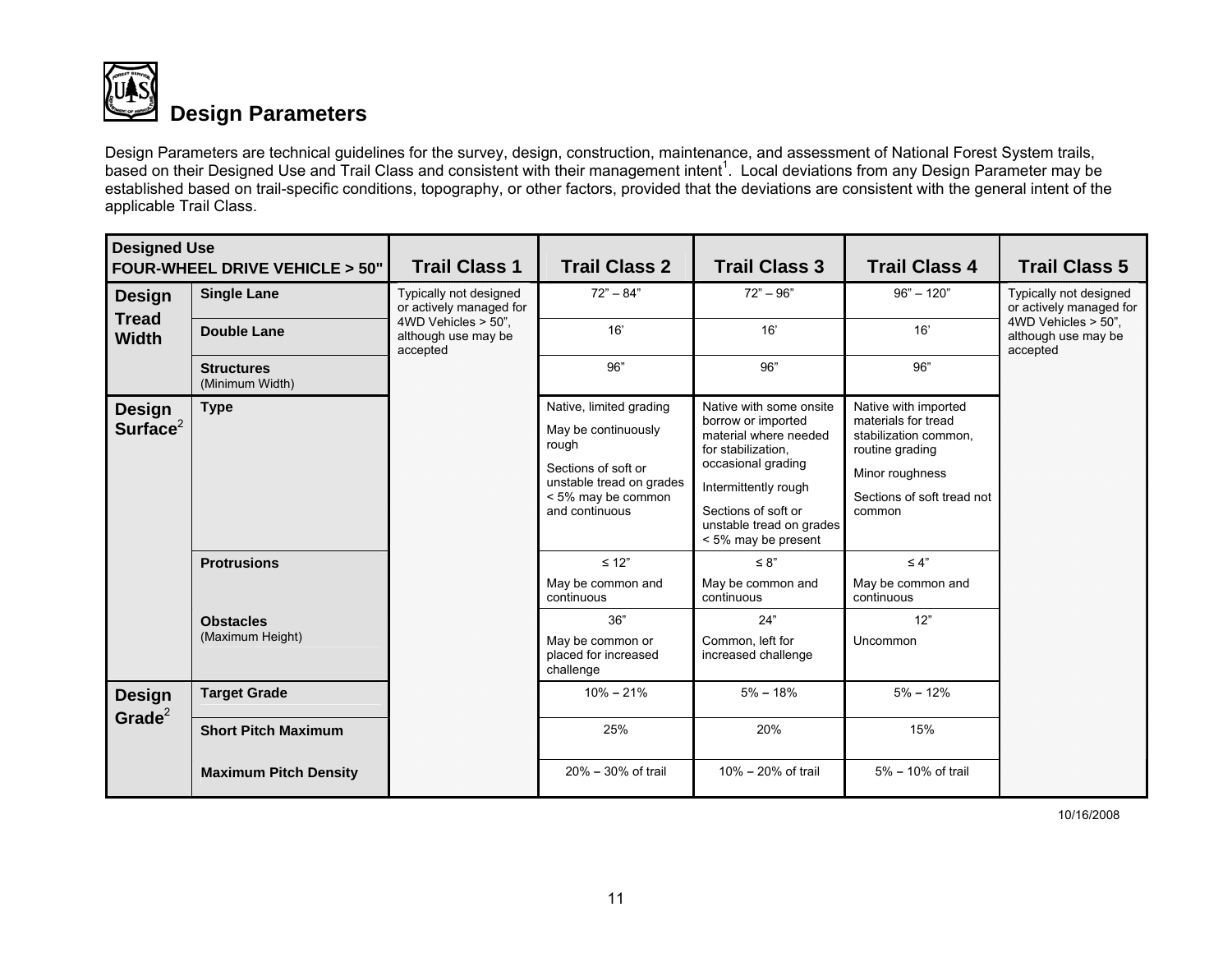# Design Parameters

Design Parameters are technical guidelines for the survey, design, construction, maintenance, and assessment of National Forest System trails, based on their Designed Use and Trail Class and consistent with their management intent[1]. Local deviations from any Design Parameter may be established based on trail-specific conditions, topography, or other factors, provided that the deviations are consistent with the general intent of the applicable Trail Class.

| Designed Use FOUR-WHEEL DRIVE VEHICLE > 50" | | Trail Class 1 | Trail Class 2 | Trail Class 3 | Trail Class 4 | Trail Class 5 |
|---|---|---|---|---|---|---|
| **Design Tread Width** | **Single Lane** | Typically not designed or actively managed for 4WD Vehicles > 50", although use may be accepted | 72" – 84" | 72" – 96" | 96" – 120" | Typically not designed or actively managed for 4WD Vehicles > 50", although use may be accepted |
| | **Double Lane** | | 16' | 16' | 16' | |
| | **Structures** (Minimum Width) | | 96" | 96" | 96" | |
| **Design Surface**[2] | **Type** | | Native, limited grading<br><br>May be continuously rough<br><br>Sections of soft or unstable tread on grades < 5% may be common and continuous | Native with some onsite borrow or imported material where needed for stabilization, occasional grading<br><br>Intermittently rough<br><br>Sections of soft or unstable tread on grades < 5% may be present | Native with imported materials for tread stabilization common, routine grading<br><br>Minor roughness<br><br>Sections of soft tread not common | |
| | **Protrusions** | | ≤ 12"<br><br>May be common and continuous | ≤ 8"<br><br>May be common and continuous | ≤ 4"<br><br>May be common and continuous | |
| | **Obstacles** (Maximum Height) | | 36"<br><br>May be common or placed for increased challenge | 24"<br><br>Common, left for increased challenge | 12"<br><br>Uncommon | |
| **Design Grade**[2] | **Target Grade** | | 10% – 21% | 5% – 18% | 5% – 12% | |
| | **Short Pitch Maximum** | | 25% | 20% | 15% | |
| | **Maximum Pitch Density** | | 20% – 30% of trail | 10% – 20% of trail | 5% – 10% of trail | |

10/16/2008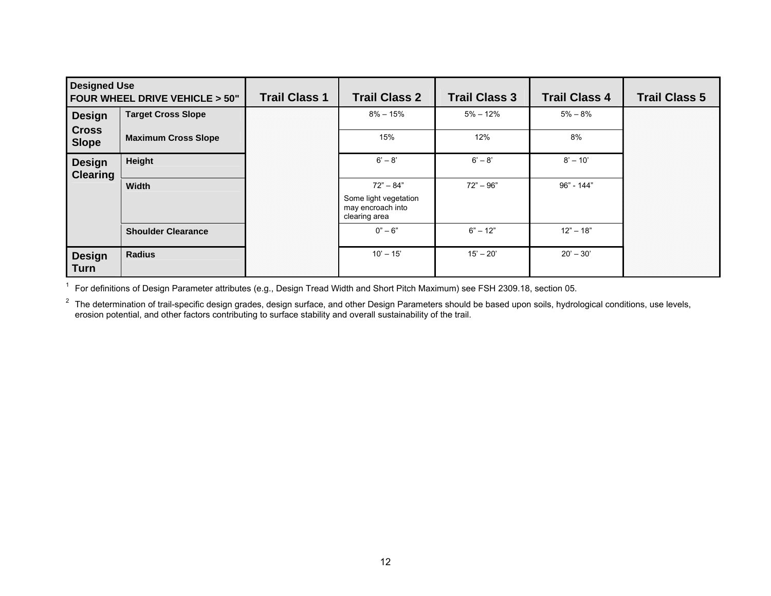| Designed Use<br>**FOUR WHEEL DRIVE VEHICLE > 50"** | | Trail Class 1 | Trail Class 2 | Trail Class 3 | Trail Class 4 | Trail Class 5 |
|---|---|---|---|---|---|---|
| **Design Cross Slope** | **Target Cross Slope** | | 8% – 15% | 5% – 12% | 5% – 8% | |
| | **Maximum Cross Slope** | | 15% | 12% | 8% | |
| **Design Clearing** | **Height** | | 6' – 8' | 6' – 8' | 8' – 10' | |
| | **Width** | | 72" – 84"<br>Some light vegetation may encroach into clearing area | 72" – 96" | 96" - 144" | |
| | **Shoulder Clearance** | | 0" – 6" | 6" – 12" | 12" – 18" | |
| **Design Turn** | **Radius** | | 10' – 15' | 15' – 20' | 20' – 30' | |

[1] For definitions of Design Parameter attributes (e.g., Design Tread Width and Short Pitch Maximum) see FSH 2309.18, section 05.

[2] The determination of trail-specific design grades, design surface, and other Design Parameters should be based upon soils, hydrological conditions, use levels, erosion potential, and other factors contributing to surface stability and overall sustainability of the trail.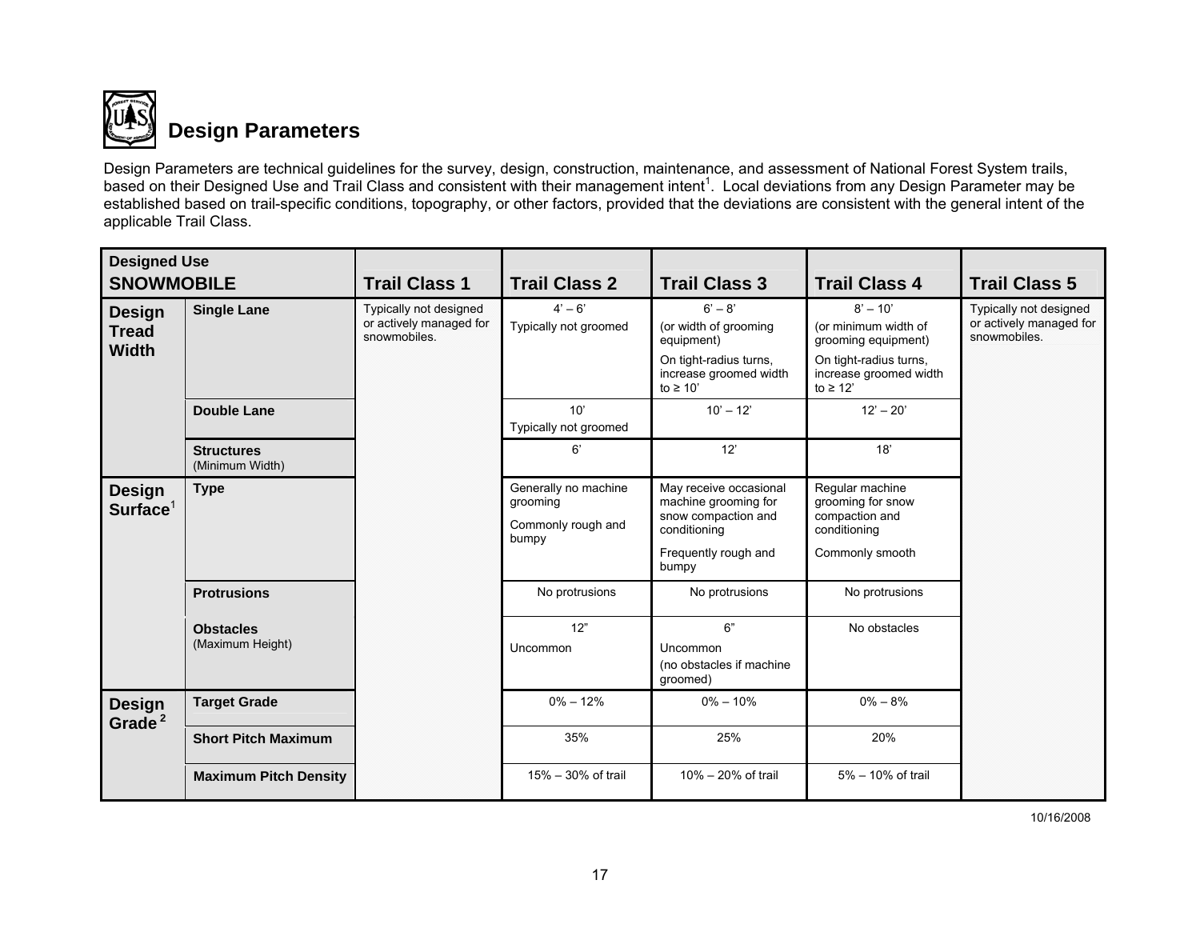# Design Parameters

Design Parameters are technical guidelines for the survey, design, construction, maintenance, and assessment of National Forest System trails, based on their Designed Use and Trail Class and consistent with their management intent[1]. Local deviations from any Design Parameter may be established based on trail-specific conditions, topography, or other factors, provided that the deviations are consistent with the general intent of the applicable Trail Class.

| Designed Use **SNOWMOBILE** | | Trail Class 1 | Trail Class 2 | Trail Class 3 | Trail Class 4 | Trail Class 5 |
|---|---|---|---|---|---|---|
| **Design Tread Width** | **Single Lane** | Typically not designed or actively managed for snowmobiles. | 4' – 6' Typically not groomed | 6' – 8' (or width of grooming equipment) On tight-radius turns, increase groomed width to ≥ 10' | 8' – 10' (or minimum width of grooming equipment) On tight-radius turns, increase groomed width to ≥ 12' | Typically not designed or actively managed for snowmobiles. |
| | **Double Lane** | | 10' Typically not groomed | 10' – 12' | 12' – 20' | |
| | **Structures** (Minimum Width) | | 6' | 12' | 18' | |
| **Design Surface**[1] | **Type** | | Generally no machine grooming Commonly rough and bumpy | May receive occasional machine grooming for snow compaction and conditioning Frequently rough and bumpy | Regular machine grooming for snow compaction and conditioning Commonly smooth | |
| | **Protrusions** | | No protrusions | No protrusions | No protrusions | |
| | **Obstacles** (Maximum Height) | | 12" Uncommon | 6" Uncommon (no obstacles if machine groomed) | No obstacles | |
| **Design Grade**[2] | **Target Grade** | | 0% – 12% | 0% – 10% | 0% – 8% | |
| | **Short Pitch Maximum** | | 35% | 25% | 20% | |
| | **Maximum Pitch Density** | | 15% – 30% of trail | 10% – 20% of trail | 5% – 10% of trail | |

10/16/2008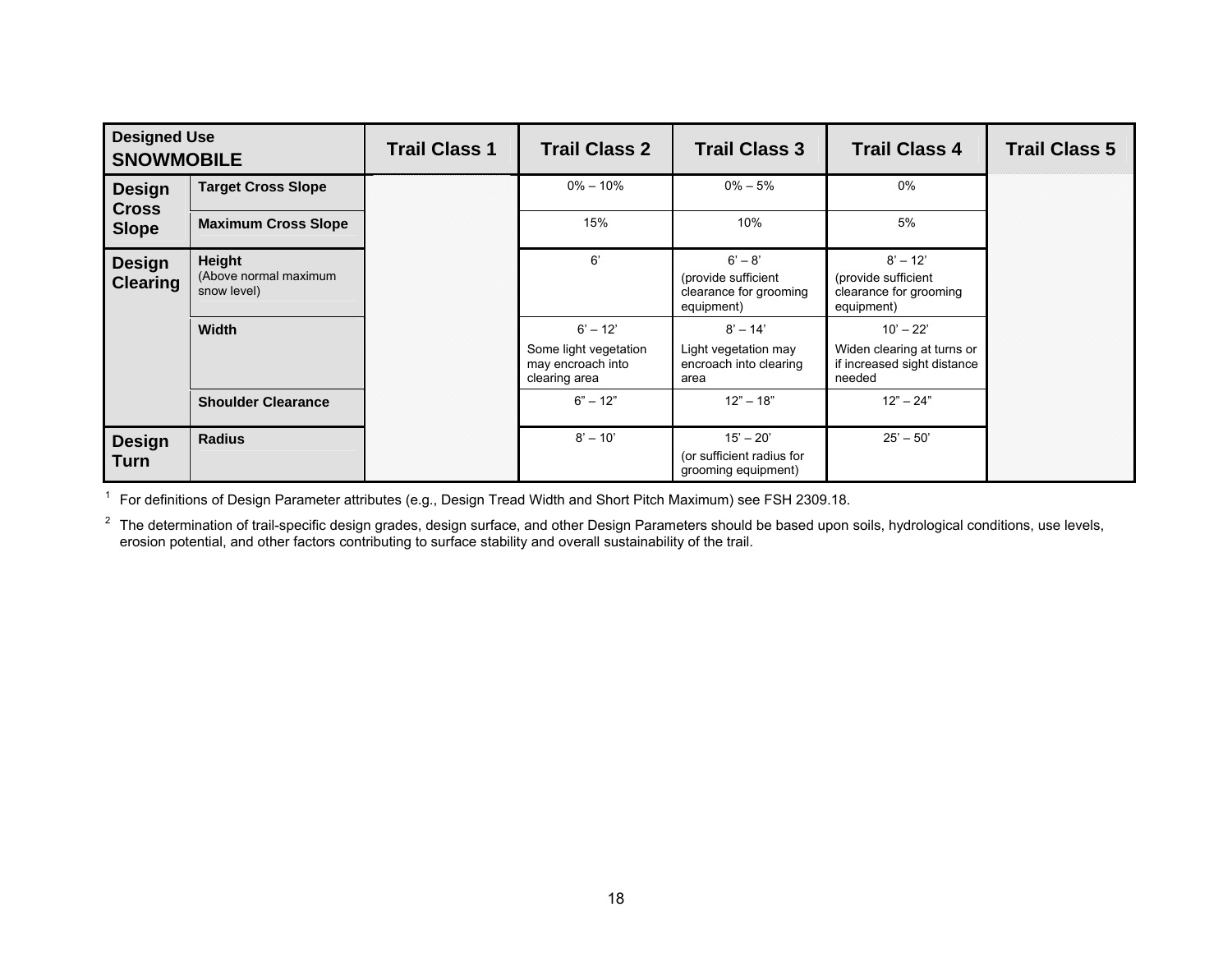| Designed Use **SNOWMOBILE** | | Trail Class 1 | Trail Class 2 | Trail Class 3 | Trail Class 4 | Trail Class 5 |
|---|---|---|---|---|---|---|
| **Design Cross Slope** | **Target Cross Slope** | | 0% – 10% | 0% – 5% | 0% | |
| | **Maximum Cross Slope** | | 15% | 10% | 5% | |
| **Design Clearing** | **Height** (Above normal maximum snow level) | | 6' | 6' – 8' (provide sufficient clearance for grooming equipment) | 8' – 12' (provide sufficient clearance for grooming equipment) | |
| | **Width** | | 6' – 12' Some light vegetation may encroach into clearing area | 8' – 14' Light vegetation may encroach into clearing area | 10' – 22' Widen clearing at turns or if increased sight distance needed | |
| | **Shoulder Clearance** | | 6" – 12" | 12" – 18" | 12" – 24" | |
| **Design Turn** | **Radius** | | 8' – 10' | 15' – 20' (or sufficient radius for grooming equipment) | 25' – 50' | |

[1] For definitions of Design Parameter attributes (e.g., Design Tread Width and Short Pitch Maximum) see FSH 2309.18.

[2] The determination of trail-specific design grades, design surface, and other Design Parameters should be based upon soils, hydrological conditions, use levels, erosion potential, and other factors contributing to surface stability and overall sustainability of the trail.